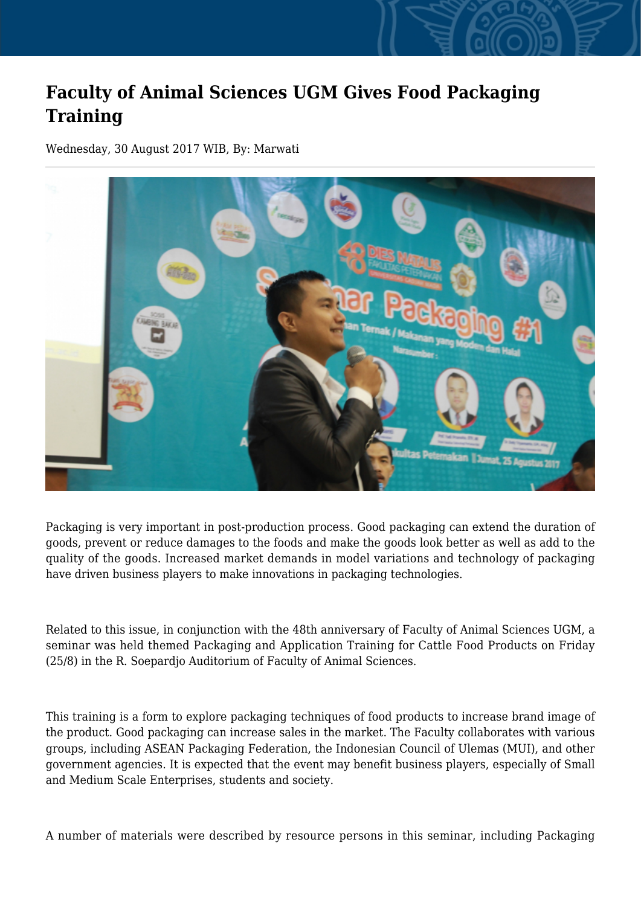# Faculty of Animal Sciences UGM Gives Food Packaging Training

Wednesday, 30 August 2017 WIB, By: Marwati

Packaging is very important in post-production process. Good packaging can extend the duration of goods, prevent or reduce damages to the foods and make the goods look better as well as add to the quality of the goods. Increased market demands in model variations and technology of packaging have driven business players to make innovations in packaging technologies.

Related to this issue, in conjunction with the 48th anniversary of Faculty of Animal Sciences UGM, a seminar was held themed Packaging and Application Training for Cattle Food Products on Friday (25/8) in the R. Soepardjo Auditorium of Faculty of Animal Sciences.

This training is a form to explore packaging techniques of food products to increase brand image of the product. Good packaging can increase sales in the market. The Faculty collaborates with various groups, including ASEAN Packaging Federation, the Indonesian Council of Ulemas (MUI), and other government agencies. It is expected that the event may benefit business players, especially of Small and Medium Scale Enterprises, students and society.

A number of materials were described by resource persons in this seminar, including Packaging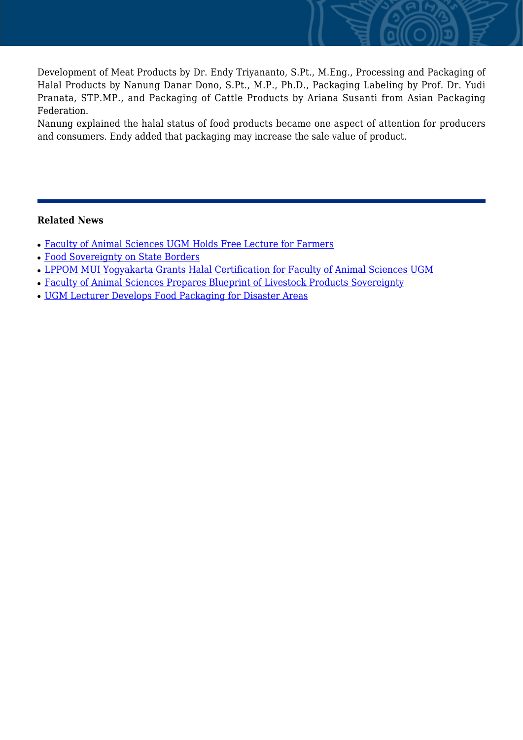Development of Meat Products by Dr. Endy Triyananto, S.Pt., M.Eng., Processing and Packaging of Halal Products by Nanung Danar Dono, S.Pt., M.P., Ph.D., Packaging Labeling by Prof. Dr. Yudi Pranata, STP.MP., and Packaging of Cattle Products by Ariana Susanti from Asian Packaging Federation.

Nanung explained the halal status of food products became one aspect of attention for producers and consumers. Endy added that packaging may increase the sale value of product.

---

**Related News**

- Faculty of Animal Sciences UGM Holds Free Lecture for Farmers
- Food Sovereignty on State Borders
- LPPOM MUI Yogyakarta Grants Halal Certification for Faculty of Animal Sciences UGM
- Faculty of Animal Sciences Prepares Blueprint of Livestock Products Sovereignty
- UGM Lecturer Develops Food Packaging for Disaster Areas